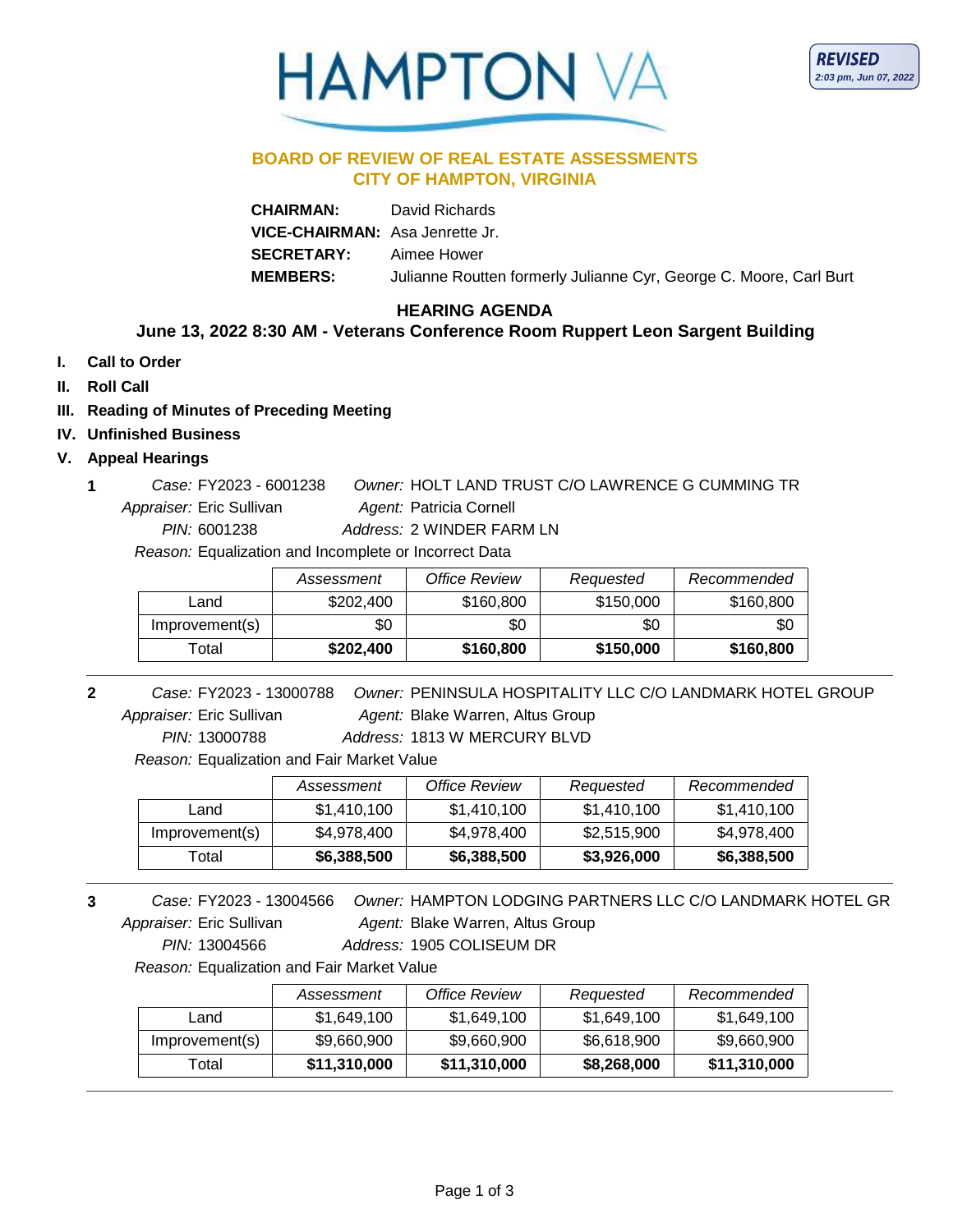HAMPTON VA

**REVISED**
*2:03 pm, Jun 07, 2022*

## BOARD OF REVIEW OF REAL ESTATE ASSESSMENTS
## CITY OF HAMPTON, VIRGINIA

**CHAIRMAN:** David Richards
**VICE-CHAIRMAN:** Asa Jenrette Jr.
**SECRETARY:** Aimee Hower
**MEMBERS:** Julianne Routten formerly Julianne Cyr, George C. Moore, Carl Burt

### HEARING AGENDA
**June 13, 2022 8:30 AM - Veterans Conference Room Ruppert Leon Sargent Building**

- **I. Call to Order**
- **II. Roll Call**
- **III. Reading of Minutes of Preceding Meeting**
- **IV. Unfinished Business**
- **V. Appeal Hearings**

**1**
*Case:* FY2023 - 6001238 *Owner:* HOLT LAND TRUST C/O LAWRENCE G CUMMING TR
*Appraiser:* Eric Sullivan *Agent:* Patricia Cornell
*PIN:* 6001238 *Address:* 2 WINDER FARM LN
*Reason:* Equalization and Incomplete or Incorrect Data

| | *Assessment* | *Office Review* | *Requested* | *Recommended* |
|---|---|---|---|---|
| Land | $202,400 | $160,800 | $150,000 | $160,800 |
| Improvement(s) | $0 | $0 | $0 | $0 |
| Total | **$202,400** | **$160,800** | **$150,000** | **$160,800** |

**2**
*Case:* FY2023 - 13000788 *Owner:* PENINSULA HOSPITALITY LLC C/O LANDMARK HOTEL GROUP
*Appraiser:* Eric Sullivan *Agent:* Blake Warren, Altus Group
*PIN:* 13000788 *Address:* 1813 W MERCURY BLVD
*Reason:* Equalization and Fair Market Value

| | *Assessment* | *Office Review* | *Requested* | *Recommended* |
|---|---|---|---|---|
| Land | $1,410,100 | $1,410,100 | $1,410,100 | $1,410,100 |
| Improvement(s) | $4,978,400 | $4,978,400 | $2,515,900 | $4,978,400 |
| Total | **$6,388,500** | **$6,388,500** | **$3,926,000** | **$6,388,500** |

**3**
*Case:* FY2023 - 13004566 *Owner:* HAMPTON LODGING PARTNERS LLC C/O LANDMARK HOTEL GR
*Appraiser:* Eric Sullivan *Agent:* Blake Warren, Altus Group
*PIN:* 13004566 *Address:* 1905 COLISEUM DR
*Reason:* Equalization and Fair Market Value

| | *Assessment* | *Office Review* | *Requested* | *Recommended* |
|---|---|---|---|---|
| Land | $1,649,100 | $1,649,100 | $1,649,100 | $1,649,100 |
| Improvement(s) | $9,660,900 | $9,660,900 | $6,618,900 | $9,660,900 |
| Total | **$11,310,000** | **$11,310,000** | **$8,268,000** | **$11,310,000** |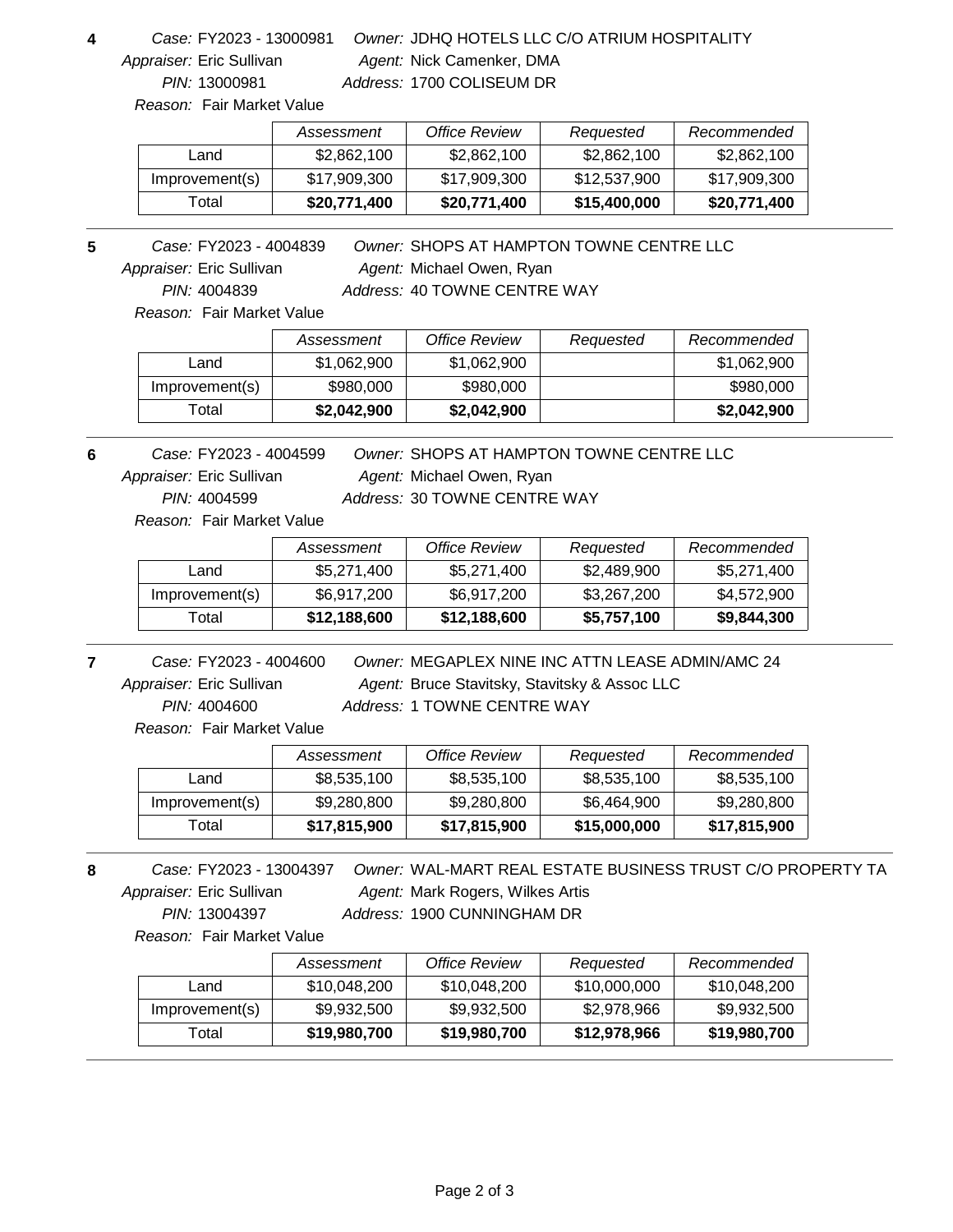**4**

*Case:* FY2023 - 13000981 *Owner:* JDHQ HOTELS LLC C/O ATRIUM HOSPITALITY
*Appraiser:* Eric Sullivan *Agent:* Nick Camenker, DMA
*PIN:* 13000981 *Address:* 1700 COLISEUM DR
*Reason:* Fair Market Value

| | *Assessment* | *Office Review* | *Requested* | *Recommended* |
|---|---|---|---|---|
| Land | $2,862,100 | $2,862,100 | $2,862,100 | $2,862,100 |
| Improvement(s) | $17,909,300 | $17,909,300 | $12,537,900 | $17,909,300 |
| Total | **$20,771,400** | **$20,771,400** | **$15,400,000** | **$20,771,400** |

---

**5**

*Case:* FY2023 - 4004839 *Owner:* SHOPS AT HAMPTON TOWNE CENTRE LLC
*Appraiser:* Eric Sullivan *Agent:* Michael Owen, Ryan
*PIN:* 4004839 *Address:* 40 TOWNE CENTRE WAY
*Reason:* Fair Market Value

| | *Assessment* | *Office Review* | *Requested* | *Recommended* |
|---|---|---|---|---|
| Land | $1,062,900 | $1,062,900 | | $1,062,900 |
| Improvement(s) | $980,000 | $980,000 | | $980,000 |
| Total | **$2,042,900** | **$2,042,900** | | **$2,042,900** |

---

**6**

*Case:* FY2023 - 4004599 *Owner:* SHOPS AT HAMPTON TOWNE CENTRE LLC
*Appraiser:* Eric Sullivan *Agent:* Michael Owen, Ryan
*PIN:* 4004599 *Address:* 30 TOWNE CENTRE WAY
*Reason:* Fair Market Value

| | *Assessment* | *Office Review* | *Requested* | *Recommended* |
|---|---|---|---|---|
| Land | $5,271,400 | $5,271,400 | $2,489,900 | $5,271,400 |
| Improvement(s) | $6,917,200 | $6,917,200 | $3,267,200 | $4,572,900 |
| Total | **$12,188,600** | **$12,188,600** | **$5,757,100** | **$9,844,300** |

---

**7**

*Case:* FY2023 - 4004600 *Owner:* MEGAPLEX NINE INC ATTN LEASE ADMIN/AMC 24
*Appraiser:* Eric Sullivan *Agent:* Bruce Stavitsky, Stavitsky & Assoc LLC
*PIN:* 4004600 *Address:* 1 TOWNE CENTRE WAY
*Reason:* Fair Market Value

| | *Assessment* | *Office Review* | *Requested* | *Recommended* |
|---|---|---|---|---|
| Land | $8,535,100 | $8,535,100 | $8,535,100 | $8,535,100 |
| Improvement(s) | $9,280,800 | $9,280,800 | $6,464,900 | $9,280,800 |
| Total | **$17,815,900** | **$17,815,900** | **$15,000,000** | **$17,815,900** |

---

**8**

*Case:* FY2023 - 13004397 *Owner:* WAL-MART REAL ESTATE BUSINESS TRUST C/O PROPERTY TA
*Appraiser:* Eric Sullivan *Agent:* Mark Rogers, Wilkes Artis
*PIN:* 13004397 *Address:* 1900 CUNNINGHAM DR
*Reason:* Fair Market Value

| | *Assessment* | *Office Review* | *Requested* | *Recommended* |
|---|---|---|---|---|
| Land | $10,048,200 | $10,048,200 | $10,000,000 | $10,048,200 |
| Improvement(s) | $9,932,500 | $9,932,500 | $2,978,966 | $9,932,500 |
| Total | **$19,980,700** | **$19,980,700** | **$12,978,966** | **$19,980,700** |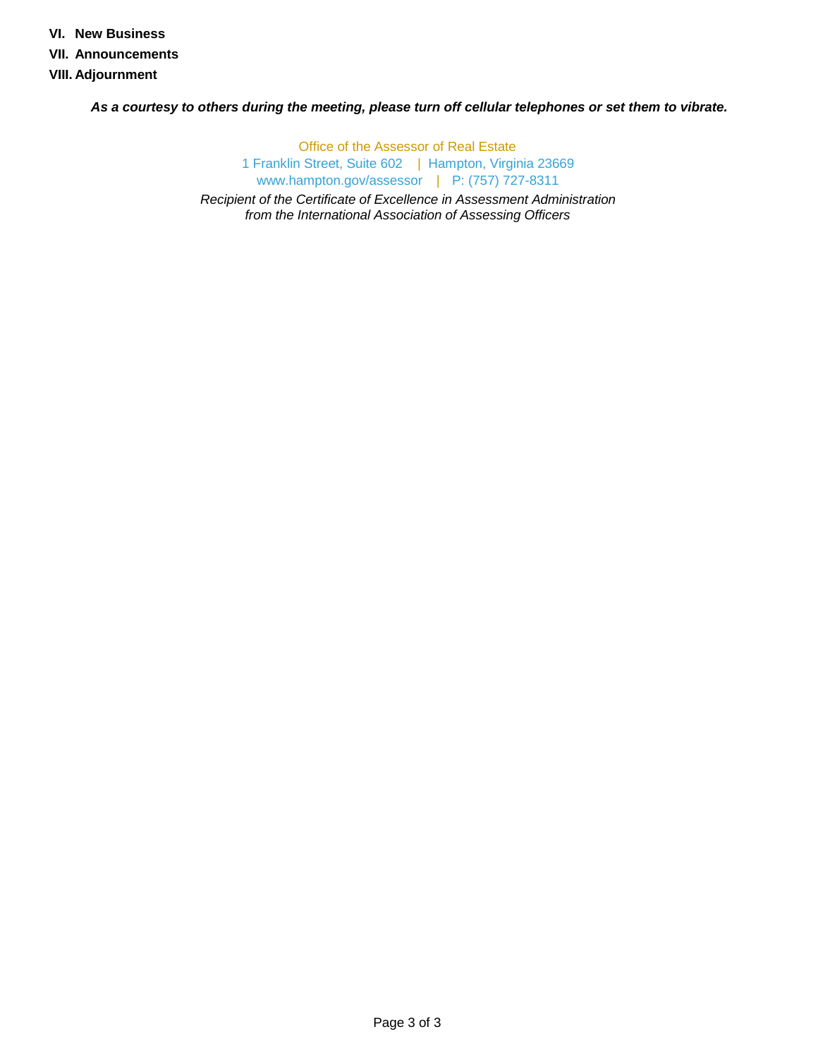**VI. New Business**

**VII. Announcements**

**VIII. Adjournment**

***As a courtesy to others during the meeting, please turn off cellular telephones or set them to vibrate.***

Office of the Assessor of Real Estate
1 Franklin Street, Suite 602 | Hampton, Virginia 23669
www.hampton.gov/assessor | P: (757) 727-8311

*Recipient of the Certificate of Excellence in Assessment Administration*
*from the International Association of Assessing Officers*